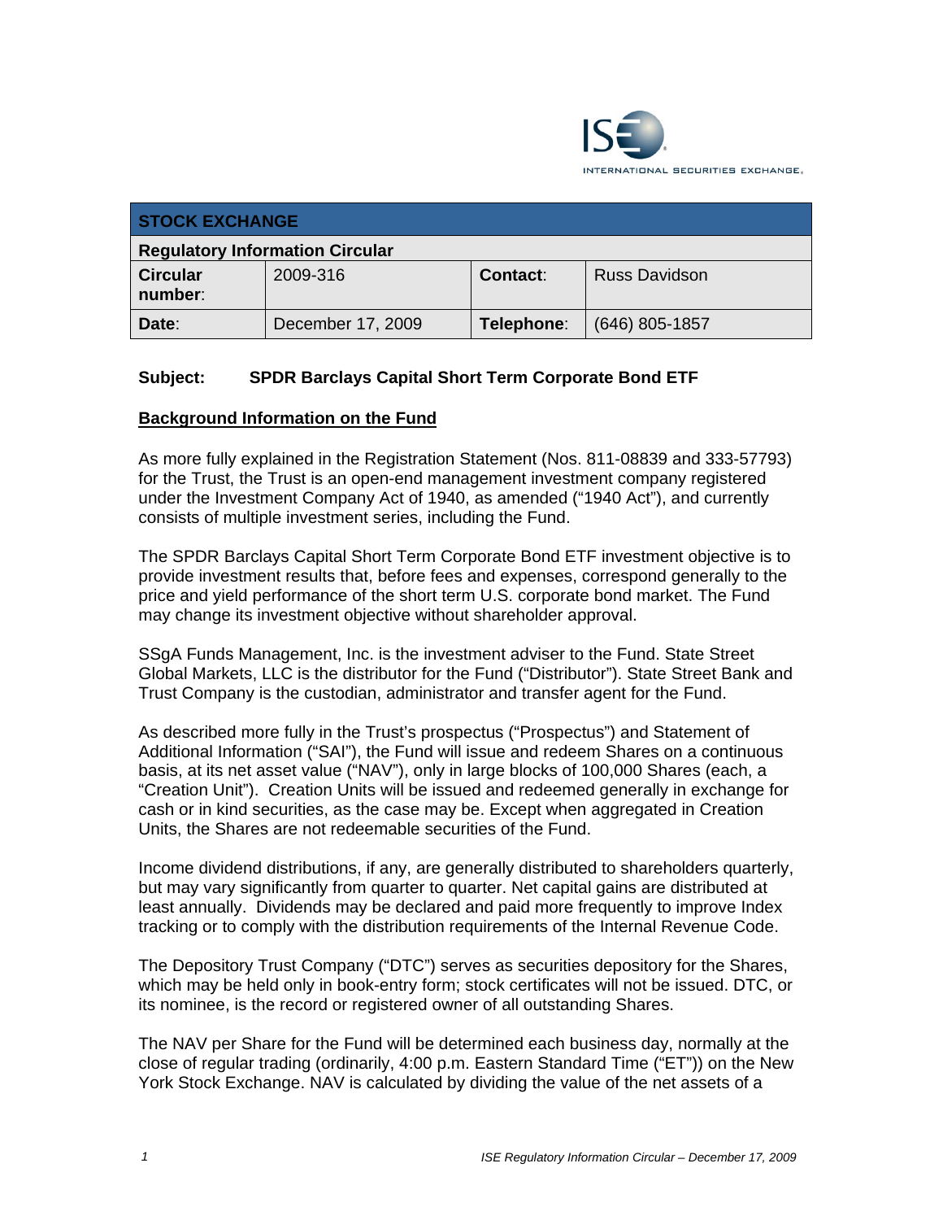ISE INTERNATIONAL SECURITIES EXCHANGE.

| STOCK EXCHANGE | | | |
|---|---|---|---|
| **Regulatory Information Circular** | | | |
| **Circular number**: | 2009-316 | **Contact**: | Russ Davidson |
| **Date**: | December 17, 2009 | **Telephone**: | (646) 805-1857 |

**Subject: SPDR Barclays Capital Short Term Corporate Bond ETF**

## Background Information on the Fund

As more fully explained in the Registration Statement (Nos. 811-08839 and 333-57793) for the Trust, the Trust is an open-end management investment company registered under the Investment Company Act of 1940, as amended ("1940 Act"), and currently consists of multiple investment series, including the Fund.

The SPDR Barclays Capital Short Term Corporate Bond ETF investment objective is to provide investment results that, before fees and expenses, correspond generally to the price and yield performance of the short term U.S. corporate bond market. The Fund may change its investment objective without shareholder approval.

SSgA Funds Management, Inc. is the investment adviser to the Fund. State Street Global Markets, LLC is the distributor for the Fund ("Distributor"). State Street Bank and Trust Company is the custodian, administrator and transfer agent for the Fund.

As described more fully in the Trust's prospectus ("Prospectus") and Statement of Additional Information ("SAI"), the Fund will issue and redeem Shares on a continuous basis, at its net asset value ("NAV"), only in large blocks of 100,000 Shares (each, a "Creation Unit"). Creation Units will be issued and redeemed generally in exchange for cash or in kind securities, as the case may be. Except when aggregated in Creation Units, the Shares are not redeemable securities of the Fund.

Income dividend distributions, if any, are generally distributed to shareholders quarterly, but may vary significantly from quarter to quarter. Net capital gains are distributed at least annually. Dividends may be declared and paid more frequently to improve Index tracking or to comply with the distribution requirements of the Internal Revenue Code.

The Depository Trust Company ("DTC") serves as securities depository for the Shares, which may be held only in book-entry form; stock certificates will not be issued. DTC, or its nominee, is the record or registered owner of all outstanding Shares.

The NAV per Share for the Fund will be determined each business day, normally at the close of regular trading (ordinarily, 4:00 p.m. Eastern Standard Time ("ET")) on the New York Stock Exchange. NAV is calculated by dividing the value of the net assets of a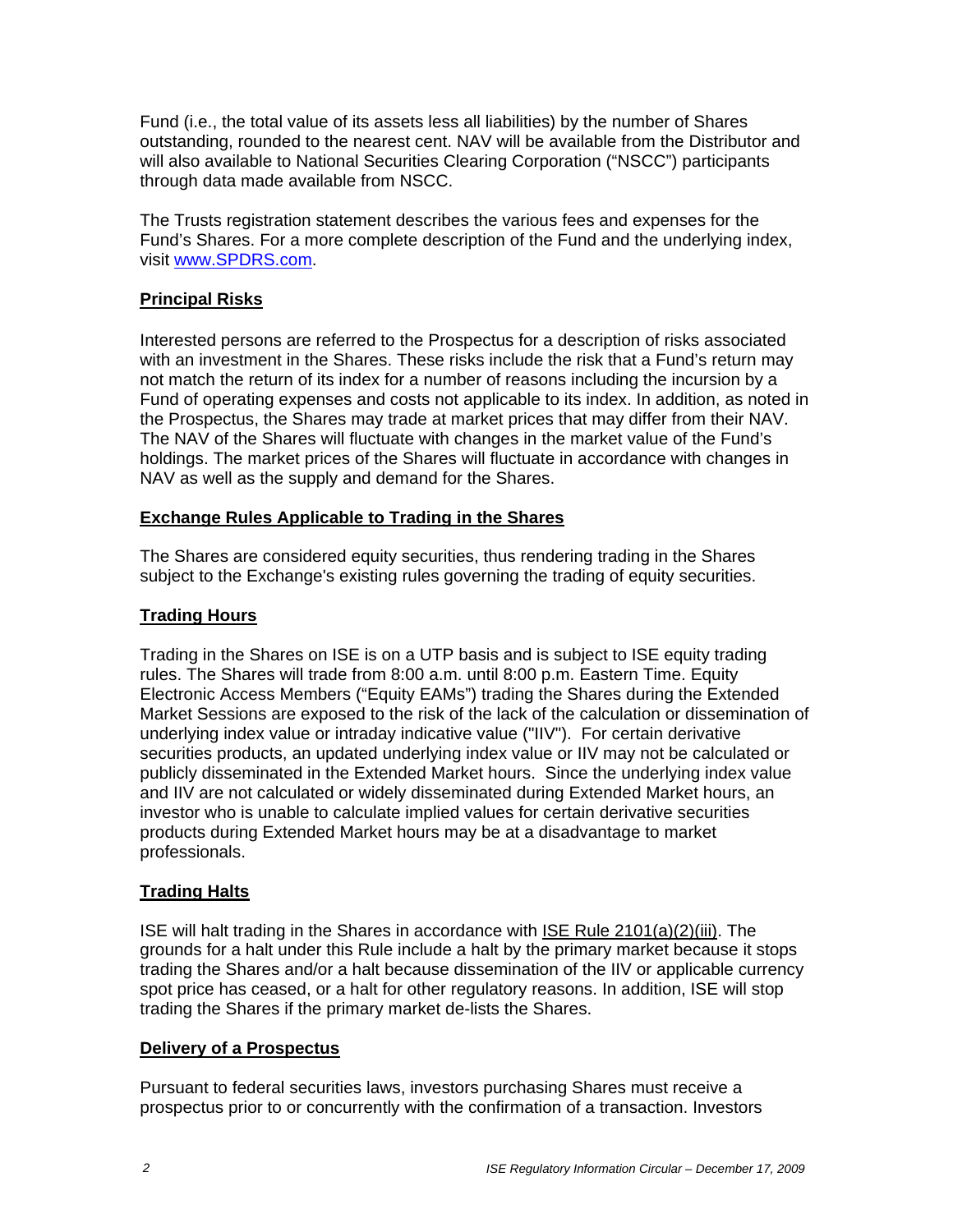Fund (i.e., the total value of its assets less all liabilities) by the number of Shares outstanding, rounded to the nearest cent. NAV will be available from the Distributor and will also available to National Securities Clearing Corporation ("NSCC") participants through data made available from NSCC.

The Trusts registration statement describes the various fees and expenses for the Fund's Shares. For a more complete description of the Fund and the underlying index, visit www.SPDRS.com.

## Principal Risks

Interested persons are referred to the Prospectus for a description of risks associated with an investment in the Shares. These risks include the risk that a Fund's return may not match the return of its index for a number of reasons including the incursion by a Fund of operating expenses and costs not applicable to its index. In addition, as noted in the Prospectus, the Shares may trade at market prices that may differ from their NAV. The NAV of the Shares will fluctuate with changes in the market value of the Fund's holdings. The market prices of the Shares will fluctuate in accordance with changes in NAV as well as the supply and demand for the Shares.

## Exchange Rules Applicable to Trading in the Shares

The Shares are considered equity securities, thus rendering trading in the Shares subject to the Exchange's existing rules governing the trading of equity securities.

## Trading Hours

Trading in the Shares on ISE is on a UTP basis and is subject to ISE equity trading rules. The Shares will trade from 8:00 a.m. until 8:00 p.m. Eastern Time. Equity Electronic Access Members ("Equity EAMs") trading the Shares during the Extended Market Sessions are exposed to the risk of the lack of the calculation or dissemination of underlying index value or intraday indicative value ("IIV"). For certain derivative securities products, an updated underlying index value or IIV may not be calculated or publicly disseminated in the Extended Market hours. Since the underlying index value and IIV are not calculated or widely disseminated during Extended Market hours, an investor who is unable to calculate implied values for certain derivative securities products during Extended Market hours may be at a disadvantage to market professionals.

## Trading Halts

ISE will halt trading in the Shares in accordance with ISE Rule 2101(a)(2)(iii). The grounds for a halt under this Rule include a halt by the primary market because it stops trading the Shares and/or a halt because dissemination of the IIV or applicable currency spot price has ceased, or a halt for other regulatory reasons. In addition, ISE will stop trading the Shares if the primary market de-lists the Shares.

## Delivery of a Prospectus

Pursuant to federal securities laws, investors purchasing Shares must receive a prospectus prior to or concurrently with the confirmation of a transaction. Investors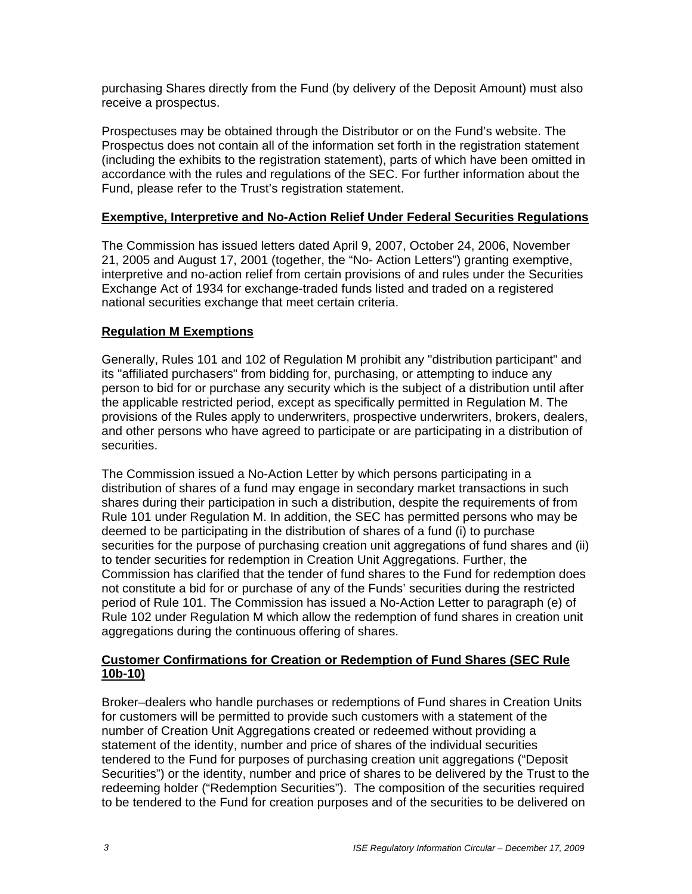purchasing Shares directly from the Fund (by delivery of the Deposit Amount) must also receive a prospectus.

Prospectuses may be obtained through the Distributor or on the Fund's website. The Prospectus does not contain all of the information set forth in the registration statement (including the exhibits to the registration statement), parts of which have been omitted in accordance with the rules and regulations of the SEC. For further information about the Fund, please refer to the Trust's registration statement.

**Exemptive, Interpretive and No-Action Relief Under Federal Securities Regulations**

The Commission has issued letters dated April 9, 2007, October 24, 2006, November 21, 2005 and August 17, 2001 (together, the "No- Action Letters") granting exemptive, interpretive and no-action relief from certain provisions of and rules under the Securities Exchange Act of 1934 for exchange-traded funds listed and traded on a registered national securities exchange that meet certain criteria.

**Regulation M Exemptions**

Generally, Rules 101 and 102 of Regulation M prohibit any "distribution participant" and its "affiliated purchasers" from bidding for, purchasing, or attempting to induce any person to bid for or purchase any security which is the subject of a distribution until after the applicable restricted period, except as specifically permitted in Regulation M. The provisions of the Rules apply to underwriters, prospective underwriters, brokers, dealers, and other persons who have agreed to participate or are participating in a distribution of securities.

The Commission issued a No-Action Letter by which persons participating in a distribution of shares of a fund may engage in secondary market transactions in such shares during their participation in such a distribution, despite the requirements of from Rule 101 under Regulation M. In addition, the SEC has permitted persons who may be deemed to be participating in the distribution of shares of a fund (i) to purchase securities for the purpose of purchasing creation unit aggregations of fund shares and (ii) to tender securities for redemption in Creation Unit Aggregations. Further, the Commission has clarified that the tender of fund shares to the Fund for redemption does not constitute a bid for or purchase of any of the Funds' securities during the restricted period of Rule 101. The Commission has issued a No-Action Letter to paragraph (e) of Rule 102 under Regulation M which allow the redemption of fund shares in creation unit aggregations during the continuous offering of shares.

**Customer Confirmations for Creation or Redemption of Fund Shares (SEC Rule 10b-10)**

Broker–dealers who handle purchases or redemptions of Fund shares in Creation Units for customers will be permitted to provide such customers with a statement of the number of Creation Unit Aggregations created or redeemed without providing a statement of the identity, number and price of shares of the individual securities tendered to the Fund for purposes of purchasing creation unit aggregations ("Deposit Securities") or the identity, number and price of shares to be delivered by the Trust to the redeeming holder ("Redemption Securities"). The composition of the securities required to be tendered to the Fund for creation purposes and of the securities to be delivered on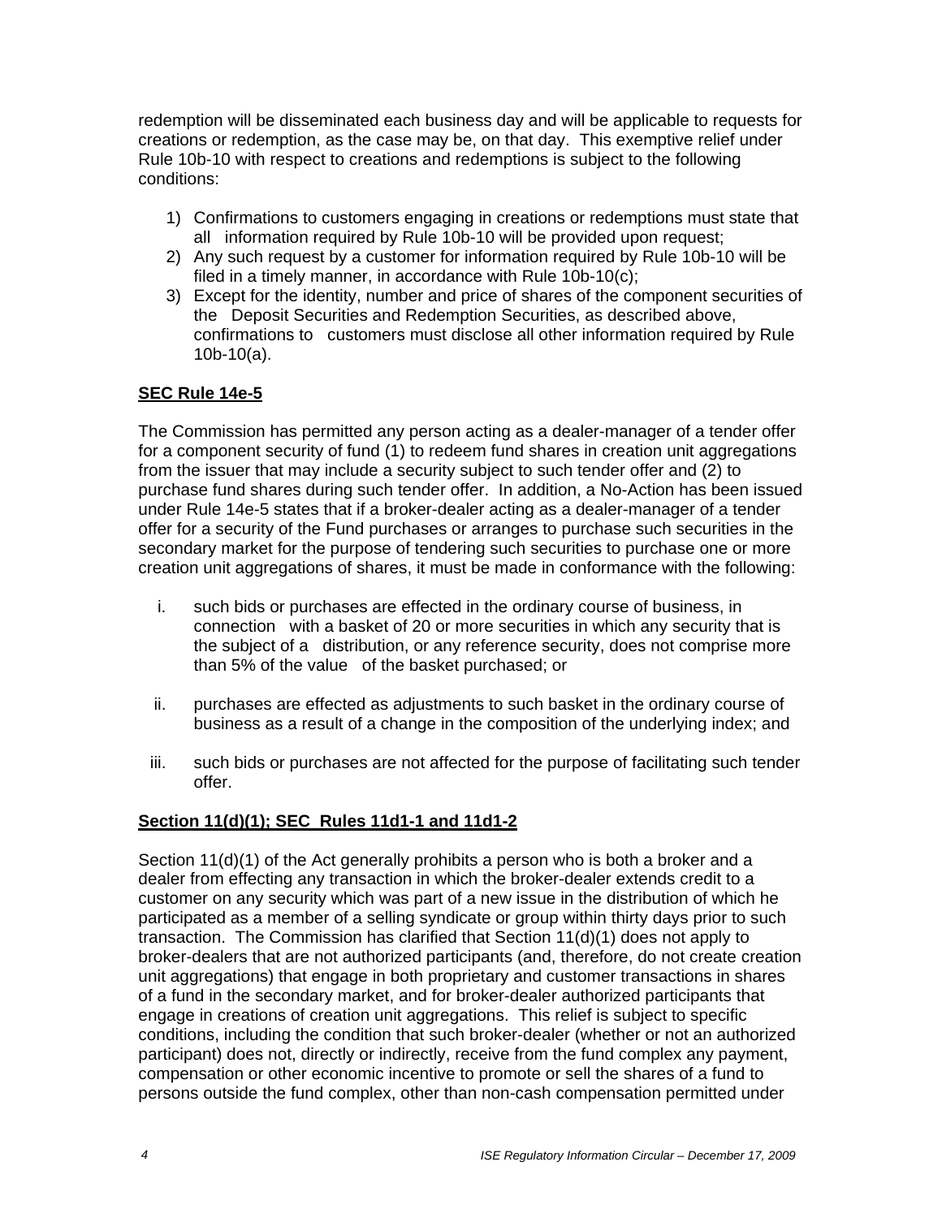redemption will be disseminated each business day and will be applicable to requests for creations or redemption, as the case may be, on that day. This exemptive relief under Rule 10b-10 with respect to creations and redemptions is subject to the following conditions:

1) Confirmations to customers engaging in creations or redemptions must state that all information required by Rule 10b-10 will be provided upon request;
2) Any such request by a customer for information required by Rule 10b-10 will be filed in a timely manner, in accordance with Rule 10b-10(c);
3) Except for the identity, number and price of shares of the component securities of the Deposit Securities and Redemption Securities, as described above, confirmations to customers must disclose all other information required by Rule 10b-10(a).

**SEC Rule 14e-5**

The Commission has permitted any person acting as a dealer-manager of a tender offer for a component security of fund (1) to redeem fund shares in creation unit aggregations from the issuer that may include a security subject to such tender offer and (2) to purchase fund shares during such tender offer. In addition, a No-Action has been issued under Rule 14e-5 states that if a broker-dealer acting as a dealer-manager of a tender offer for a security of the Fund purchases or arranges to purchase such securities in the secondary market for the purpose of tendering such securities to purchase one or more creation unit aggregations of shares, it must be made in conformance with the following:

i. such bids or purchases are effected in the ordinary course of business, in connection with a basket of 20 or more securities in which any security that is the subject of a distribution, or any reference security, does not comprise more than 5% of the value of the basket purchased; or

ii. purchases are effected as adjustments to such basket in the ordinary course of business as a result of a change in the composition of the underlying index; and

iii. such bids or purchases are not affected for the purpose of facilitating such tender offer.

**Section 11(d)(1); SEC Rules 11d1-1 and 11d1-2**

Section 11(d)(1) of the Act generally prohibits a person who is both a broker and a dealer from effecting any transaction in which the broker-dealer extends credit to a customer on any security which was part of a new issue in the distribution of which he participated as a member of a selling syndicate or group within thirty days prior to such transaction. The Commission has clarified that Section 11(d)(1) does not apply to broker-dealers that are not authorized participants (and, therefore, do not create creation unit aggregations) that engage in both proprietary and customer transactions in shares of a fund in the secondary market, and for broker-dealer authorized participants that engage in creations of creation unit aggregations. This relief is subject to specific conditions, including the condition that such broker-dealer (whether or not an authorized participant) does not, directly or indirectly, receive from the fund complex any payment, compensation or other economic incentive to promote or sell the shares of a fund to persons outside the fund complex, other than non-cash compensation permitted under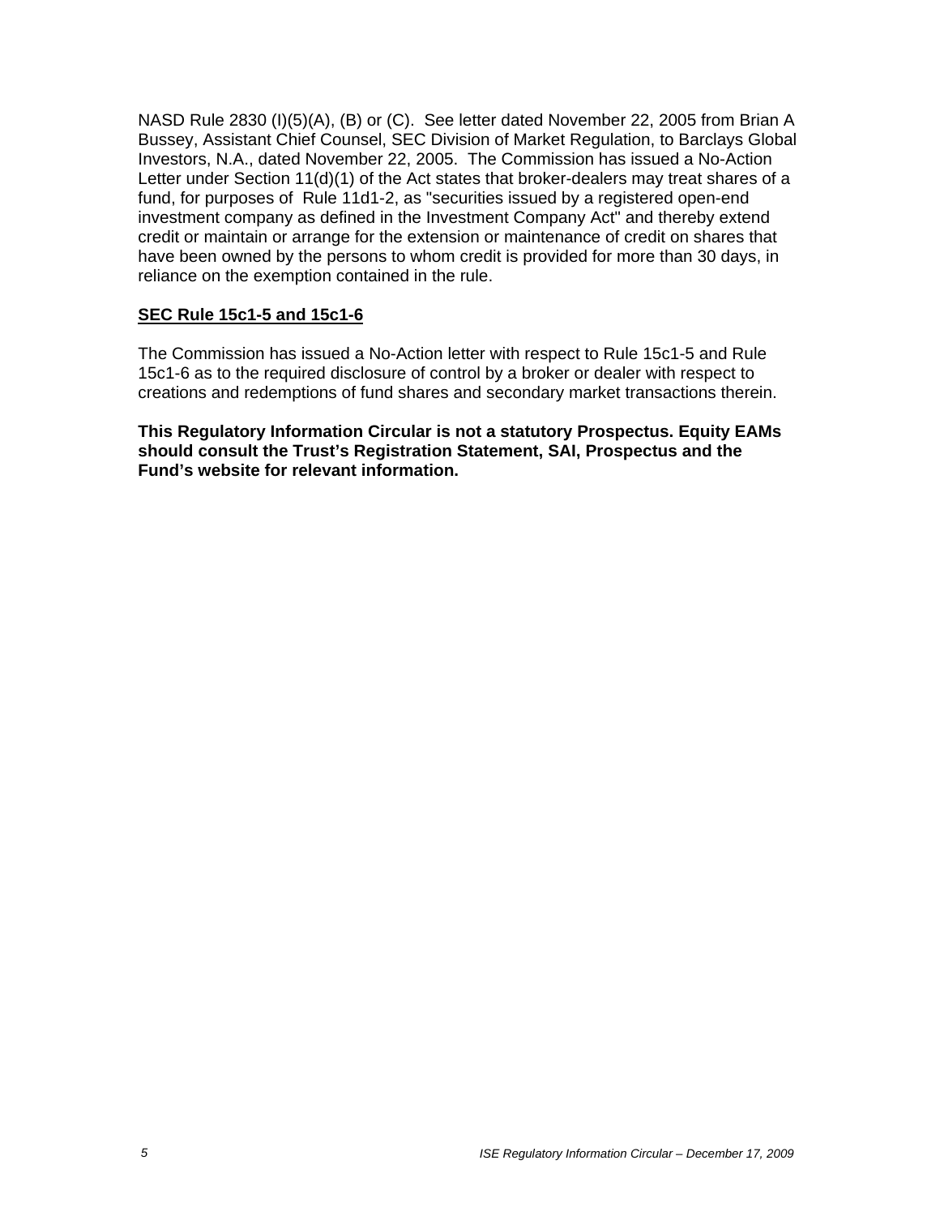NASD Rule 2830 (I)(5)(A), (B) or (C). See letter dated November 22, 2005 from Brian A Bussey, Assistant Chief Counsel, SEC Division of Market Regulation, to Barclays Global Investors, N.A., dated November 22, 2005. The Commission has issued a No-Action Letter under Section 11(d)(1) of the Act states that broker-dealers may treat shares of a fund, for purposes of Rule 11d1-2, as "securities issued by a registered open-end investment company as defined in the Investment Company Act" and thereby extend credit or maintain or arrange for the extension or maintenance of credit on shares that have been owned by the persons to whom credit is provided for more than 30 days, in reliance on the exemption contained in the rule.

## SEC Rule 15c1-5 and 15c1-6

The Commission has issued a No-Action letter with respect to Rule 15c1-5 and Rule 15c1-6 as to the required disclosure of control by a broker or dealer with respect to creations and redemptions of fund shares and secondary market transactions therein.

**This Regulatory Information Circular is not a statutory Prospectus. Equity EAMs should consult the Trust's Registration Statement, SAI, Prospectus and the Fund's website for relevant information.**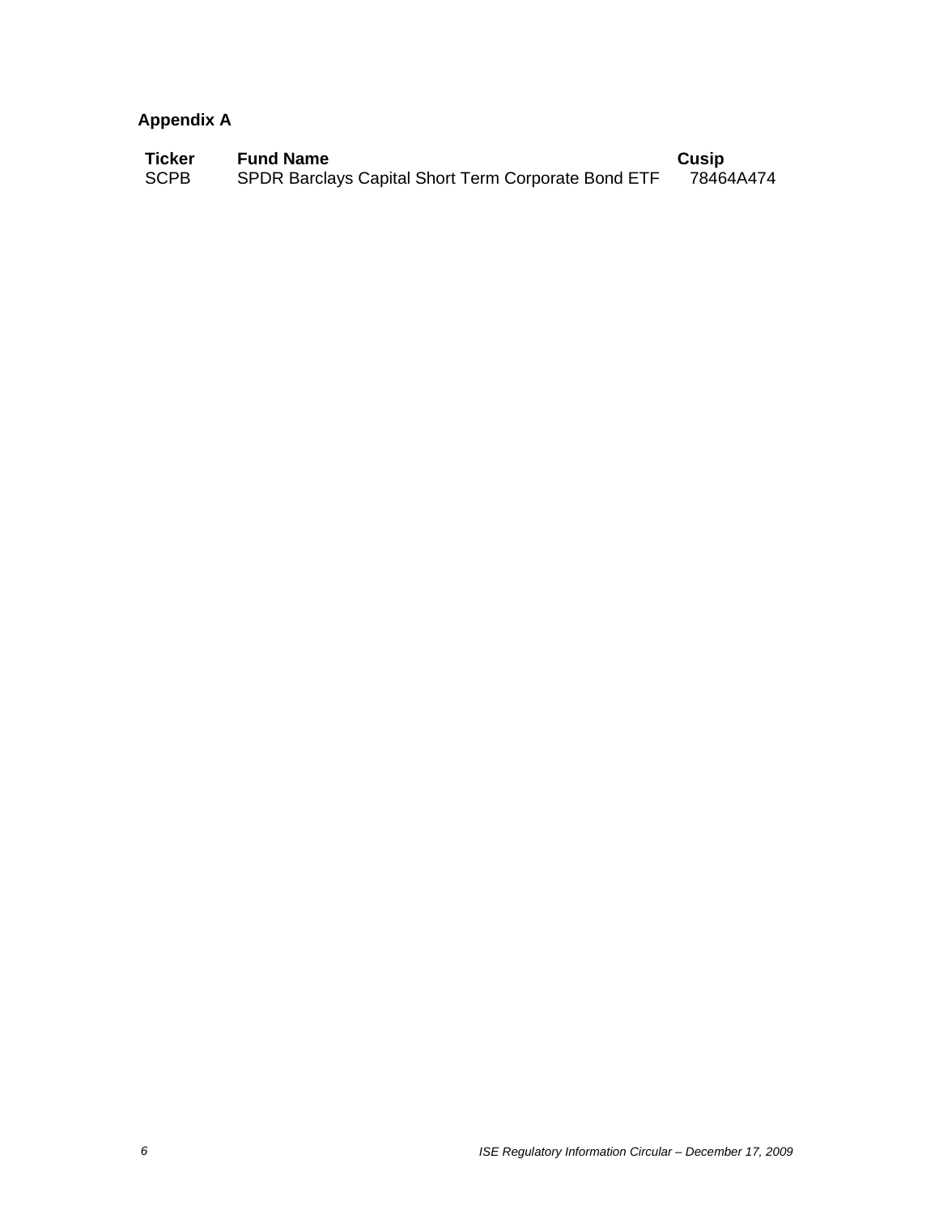**Appendix A**

| Ticker | Fund Name | Cusip |
| --- | --- | --- |
| SCPB | SPDR Barclays Capital Short Term Corporate Bond ETF | 78464A474 |